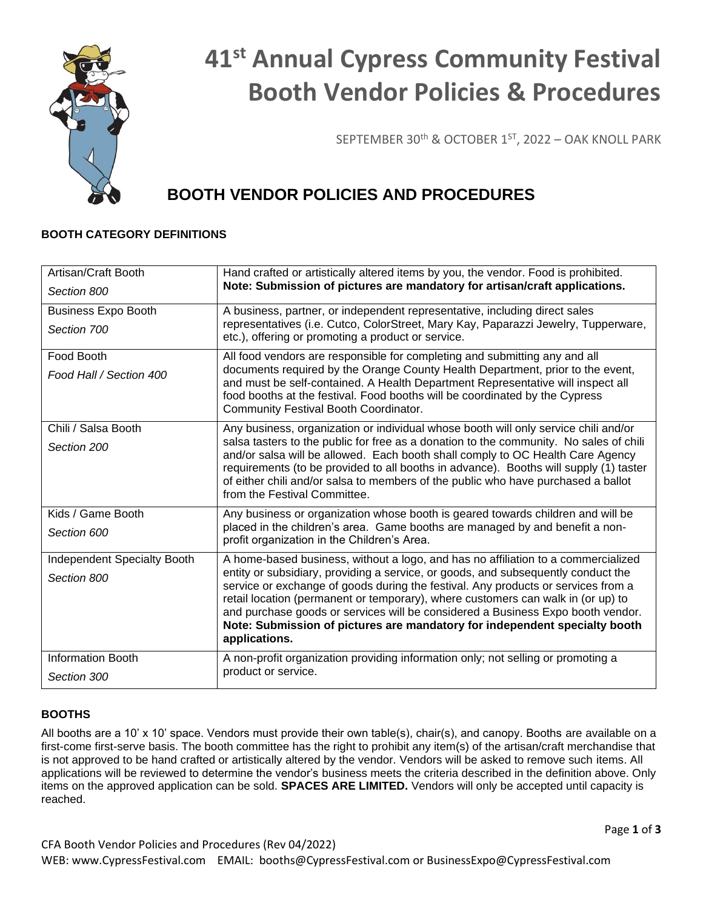# 41st Annual Cypress Community Festival Booth Vendor Policies & Procedures

SEPTEMBER 30th & OCTOBER 1ST, 2022 – OAK KNOLL PARK

## BOOTH VENDOR POLICIES AND PROCEDURES

### BOOTH CATEGORY DEFINITIONS

| | |
|---|---|
| Artisan/Craft Booth<br>*Section 800* | Hand crafted or artistically altered items by you, the vendor. Food is prohibited. **Note: Submission of pictures are mandatory for artisan/craft applications.** |
| Business Expo Booth<br>*Section 700* | A business, partner, or independent representative, including direct sales representatives (i.e. Cutco, ColorStreet, Mary Kay, Paparazzi Jewelry, Tupperware, etc.), offering or promoting a product or service. |
| Food Booth<br>*Food Hall / Section 400* | All food vendors are responsible for completing and submitting any and all documents required by the Orange County Health Department, prior to the event, and must be self-contained. A Health Department Representative will inspect all food booths at the festival. Food booths will be coordinated by the Cypress Community Festival Booth Coordinator. |
| Chili / Salsa Booth<br>*Section 200* | Any business, organization or individual whose booth will only service chili and/or salsa tasters to the public for free as a donation to the community. No sales of chili and/or salsa will be allowed. Each booth shall comply to OC Health Care Agency requirements (to be provided to all booths in advance). Booths will supply (1) taster of either chili and/or salsa to members of the public who have purchased a ballot from the Festival Committee. |
| Kids / Game Booth<br>*Section 600* | Any business or organization whose booth is geared towards children and will be placed in the children's area. Game booths are managed by and benefit a non-profit organization in the Children's Area. |
| Independent Specialty Booth<br>*Section 800* | A home-based business, without a logo, and has no affiliation to a commercialized entity or subsidiary, providing a service, or goods, and subsequently conduct the service or exchange of goods during the festival. Any products or services from a retail location (permanent or temporary), where customers can walk in (or up) to and purchase goods or services will be considered a Business Expo booth vendor. **Note: Submission of pictures are mandatory for independent specialty booth applications.** |
| Information Booth<br>*Section 300* | A non-profit organization providing information only; not selling or promoting a product or service. |

### BOOTHS

All booths are a 10' x 10' space. Vendors must provide their own table(s), chair(s), and canopy. Booths are available on a first-come first-serve basis. The booth committee has the right to prohibit any item(s) of the artisan/craft merchandise that is not approved to be hand crafted or artistically altered by the vendor. Vendors will be asked to remove such items. All applications will be reviewed to determine the vendor's business meets the criteria described in the definition above. Only items on the approved application can be sold. **SPACES ARE LIMITED.** Vendors will only be accepted until capacity is reached.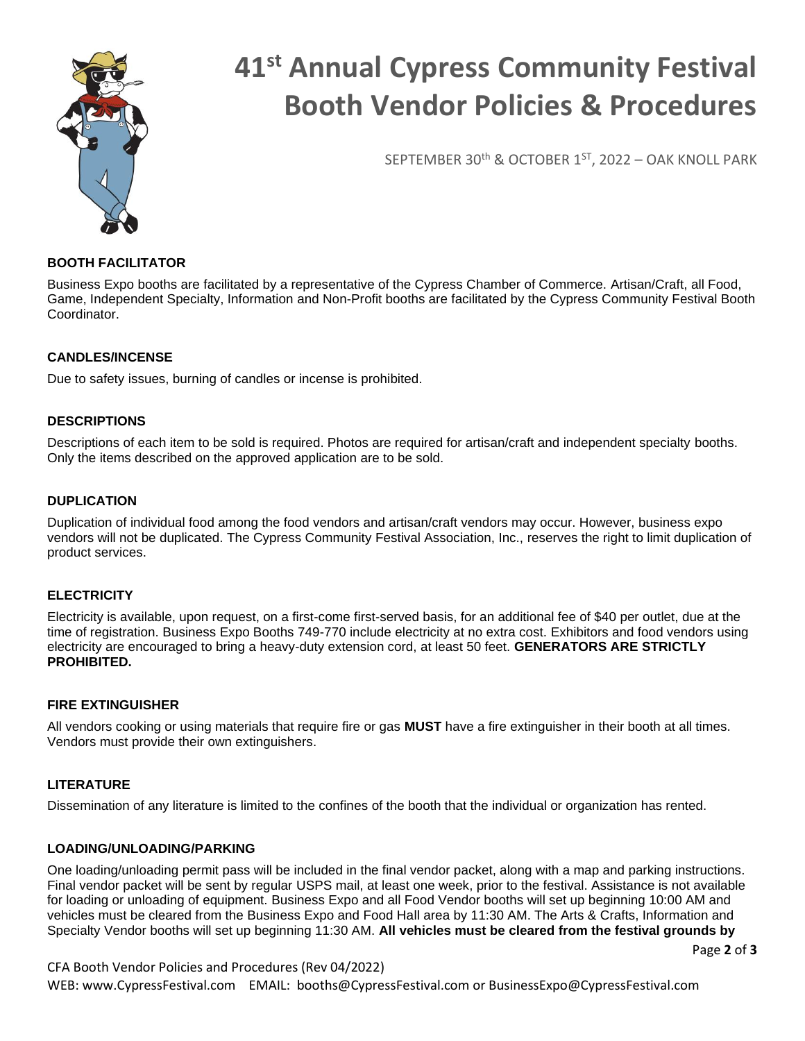# 41st Annual Cypress Community Festival Booth Vendor Policies & Procedures

SEPTEMBER 30th & OCTOBER 1ST, 2022 – OAK KNOLL PARK

### BOOTH FACILITATOR

Business Expo booths are facilitated by a representative of the Cypress Chamber of Commerce. Artisan/Craft, all Food, Game, Independent Specialty, Information and Non-Profit booths are facilitated by the Cypress Community Festival Booth Coordinator.

### CANDLES/INCENSE

Due to safety issues, burning of candles or incense is prohibited.

### DESCRIPTIONS

Descriptions of each item to be sold is required. Photos are required for artisan/craft and independent specialty booths. Only the items described on the approved application are to be sold.

### DUPLICATION

Duplication of individual food among the food vendors and artisan/craft vendors may occur. However, business expo vendors will not be duplicated. The Cypress Community Festival Association, Inc., reserves the right to limit duplication of product services.

### ELECTRICITY

Electricity is available, upon request, on a first-come first-served basis, for an additional fee of $40 per outlet, due at the time of registration. Business Expo Booths 749-770 include electricity at no extra cost. Exhibitors and food vendors using electricity are encouraged to bring a heavy-duty extension cord, at least 50 feet. **GENERATORS ARE STRICTLY PROHIBITED.**

### FIRE EXTINGUISHER

All vendors cooking or using materials that require fire or gas **MUST** have a fire extinguisher in their booth at all times. Vendors must provide their own extinguishers.

### LITERATURE

Dissemination of any literature is limited to the confines of the booth that the individual or organization has rented.

### LOADING/UNLOADING/PARKING

One loading/unloading permit pass will be included in the final vendor packet, along with a map and parking instructions. Final vendor packet will be sent by regular USPS mail, at least one week, prior to the festival. Assistance is not available for loading or unloading of equipment. Business Expo and all Food Vendor booths will set up beginning 10:00 AM and vehicles must be cleared from the Business Expo and Food Hall area by 11:30 AM. The Arts & Crafts, Information and Specialty Vendor booths will set up beginning 11:30 AM. **All vehicles must be cleared from the festival grounds by**

CFA Booth Vendor Policies and Procedures (Rev 04/2022)

WEB: www.CypressFestival.com EMAIL: booths@CypressFestival.com or BusinessExpo@CypressFestival.com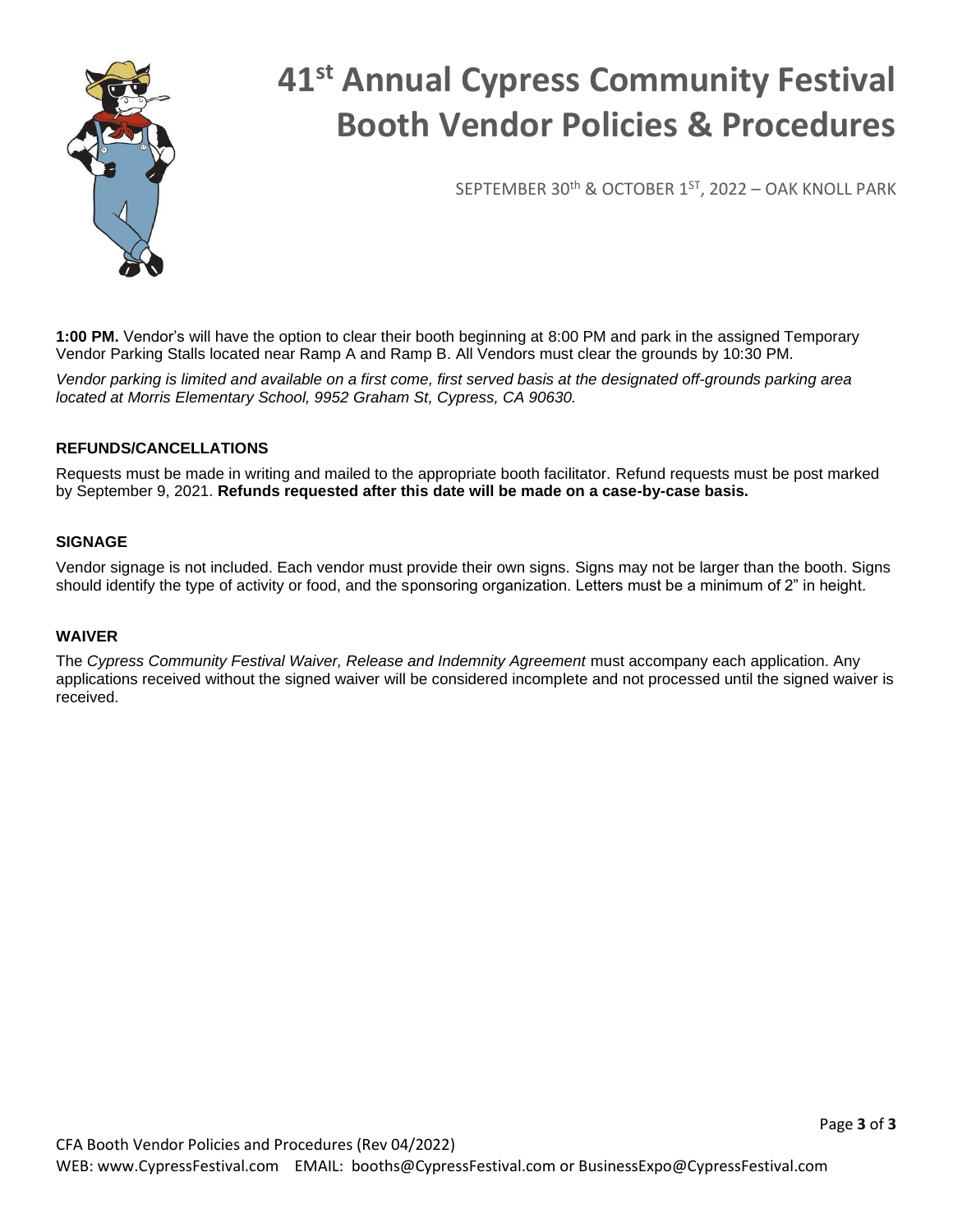**1:00 PM.** Vendor's will have the option to clear their booth beginning at 8:00 PM and park in the assigned Temporary Vendor Parking Stalls located near Ramp A and Ramp B. All Vendors must clear the grounds by 10:30 PM.

*Vendor parking is limited and available on a first come, first served basis at the designated off-grounds parking area located at Morris Elementary School, 9952 Graham St, Cypress, CA 90630.*

### REFUNDS/CANCELLATIONS

Requests must be made in writing and mailed to the appropriate booth facilitator. Refund requests must be post marked by September 9, 2021. **Refunds requested after this date will be made on a case-by-case basis.**

### SIGNAGE

Vendor signage is not included. Each vendor must provide their own signs. Signs may not be larger than the booth. Signs should identify the type of activity or food, and the sponsoring organization. Letters must be a minimum of 2" in height.

### WAIVER

The *Cypress Community Festival Waiver, Release and Indemnity Agreement* must accompany each application. Any applications received without the signed waiver will be considered incomplete and not processed until the signed waiver is received.